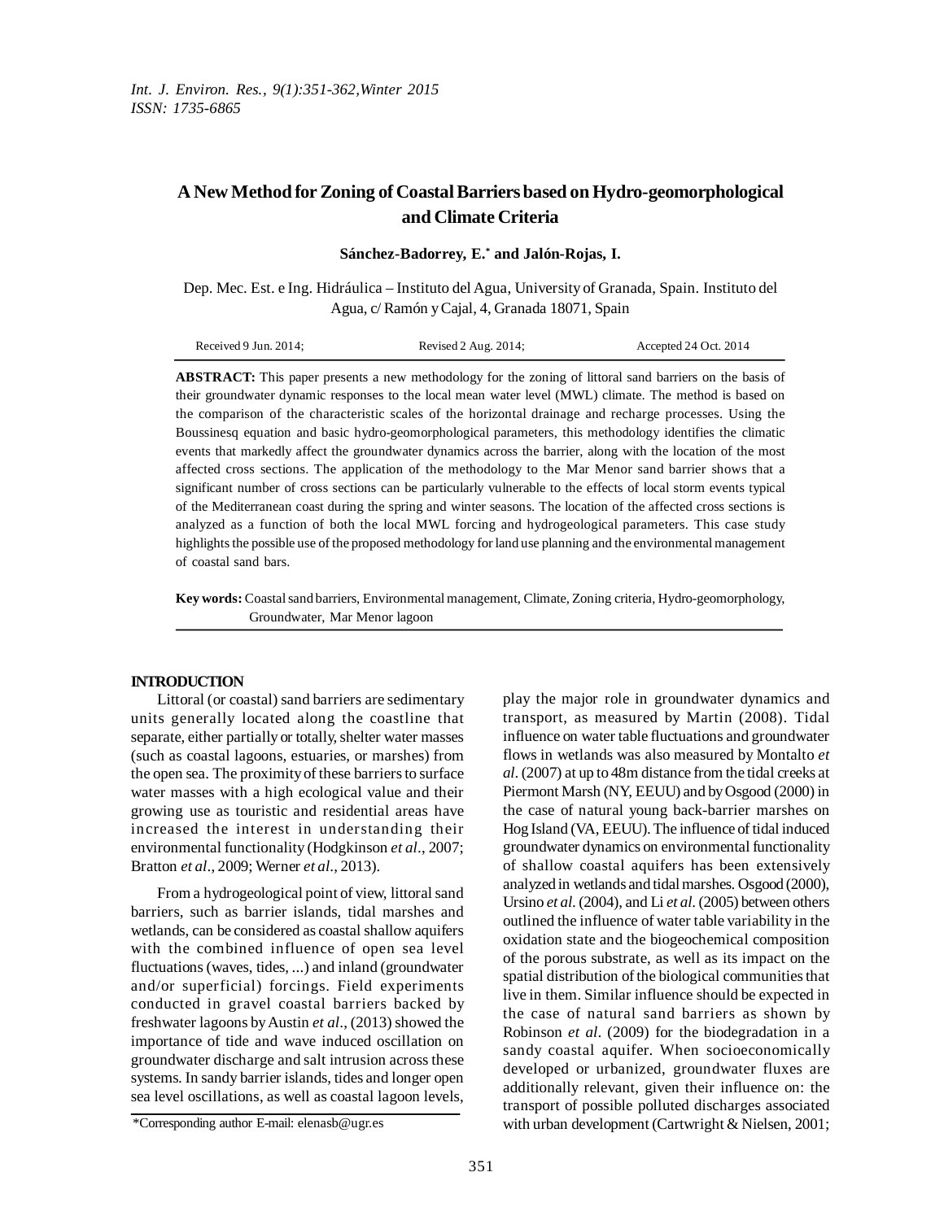# A New Method for Zoning of Coastal Barriers based on Hydro-geomorphological and Climate Criteria

**Sánchez-Badorrey, E.[*] and Jalón-Rojas, I.**

Dep. Mec. Est. e Ing. Hidráulica – Instituto del Agua, University of Granada, Spain. Instituto del Agua, c/ Ramón y Cajal, 4, Granada 18071, Spain

Received 9 Jun. 2014; Revised 2 Aug. 2014; Accepted 24 Oct. 2014

**ABSTRACT:** This paper presents a new methodology for the zoning of littoral sand barriers on the basis of their groundwater dynamic responses to the local mean water level (MWL) climate. The method is based on the comparison of the characteristic scales of the horizontal drainage and recharge processes. Using the Boussinesq equation and basic hydro-geomorphological parameters, this methodology identifies the climatic events that markedly affect the groundwater dynamics across the barrier, along with the location of the most affected cross sections. The application of the methodology to the Mar Menor sand barrier shows that a significant number of cross sections can be particularly vulnerable to the effects of local storm events typical of the Mediterranean coast during the spring and winter seasons. The location of the affected cross sections is analyzed as a function of both the local MWL forcing and hydrogeological parameters. This case study highlights the possible use of the proposed methodology for land use planning and the environmental management of coastal sand bars.

**Key words:** Coastal sand barriers, Environmental management, Climate, Zoning criteria, Hydro-geomorphology, Groundwater, Mar Menor lagoon

## INTRODUCTION

Littoral (or coastal) sand barriers are sedimentary units generally located along the coastline that separate, either partially or totally, shelter water masses (such as coastal lagoons, estuaries, or marshes) from the open sea. The proximity of these barriers to surface water masses with a high ecological value and their growing use as touristic and residential areas have increased the interest in understanding their environmental functionality (Hodgkinson *et al*., 2007; Bratton *et al*., 2009; Werner *et al*., 2013).

From a hydrogeological point of view, littoral sand barriers, such as barrier islands, tidal marshes and wetlands, can be considered as coastal shallow aquifers with the combined influence of open sea level fluctuations (waves, tides, ...) and inland (groundwater and/or superficial) forcings. Field experiments conducted in gravel coastal barriers backed by freshwater lagoons by Austin *et al*., (2013) showed the importance of tide and wave induced oscillation on groundwater discharge and salt intrusion across these systems. In sandy barrier islands, tides and longer open sea level oscillations, as well as coastal lagoon levels, play the major role in groundwater dynamics and transport, as measured by Martin (2008). Tidal influence on water table fluctuations and groundwater flows in wetlands was also measured by Montalto *et al*. (2007) at up to 48m distance from the tidal creeks at Piermont Marsh (NY, EEUU) and by Osgood (2000) in the case of natural young back-barrier marshes on Hog Island (VA, EEUU). The influence of tidal induced groundwater dynamics on environmental functionality of shallow coastal aquifers has been extensively analyzed in wetlands and tidal marshes. Osgood (2000), Ursino *et al*. (2004), and Li *et al*. (2005) between others outlined the influence of water table variability in the oxidation state and the biogeochemical composition of the porous substrate, as well as its impact on the spatial distribution of the biological communities that live in them. Similar influence should be expected in the case of natural sand barriers as shown by Robinson *et al*. (2009) for the biodegradation in a sandy coastal aquifer. When socioeconomically developed or urbanized, groundwater fluxes are additionally relevant, given their influence on: the transport of possible polluted discharges associated with urban development (Cartwright & Nielsen, 2001;

*Corresponding author E-mail: elenasb@ugr.es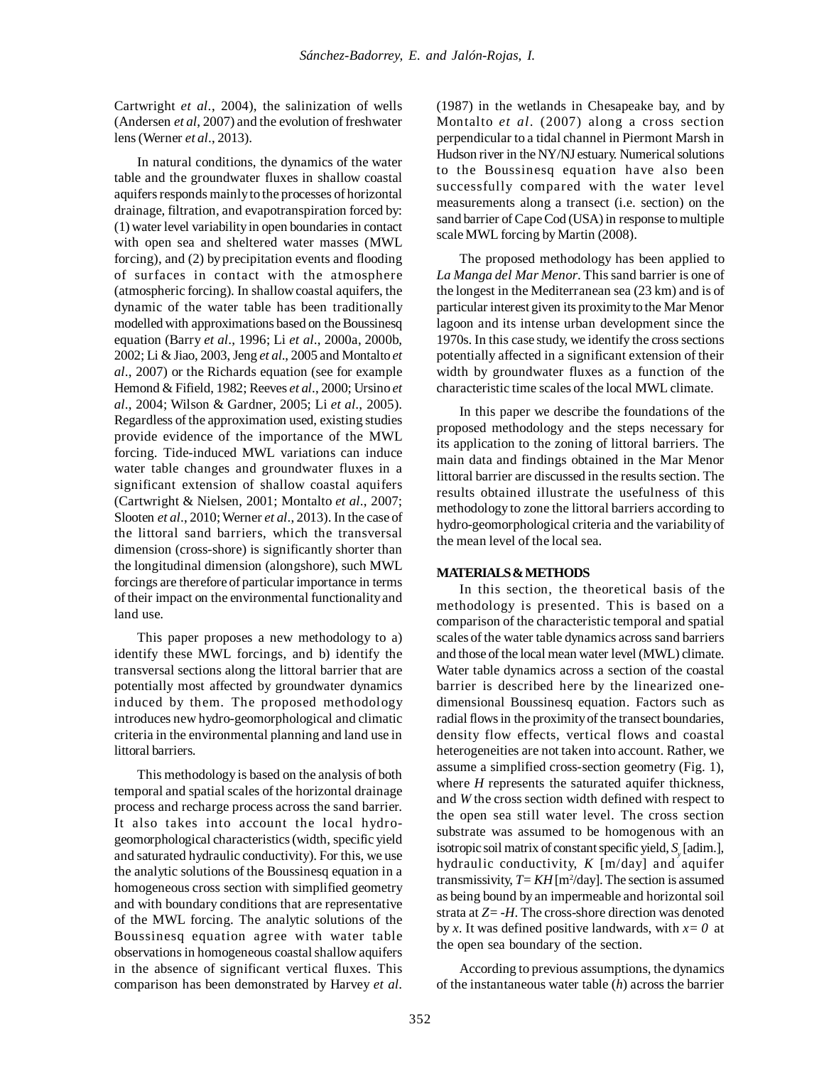Cartwright *et al*., 2004), the salinization of wells (Andersen *et al*, 2007) and the evolution of freshwater lens (Werner *et al*., 2013).

In natural conditions, the dynamics of the water table and the groundwater fluxes in shallow coastal aquifers responds mainly to the processes of horizontal drainage, filtration, and evapotranspiration forced by: (1) water level variability in open boundaries in contact with open sea and sheltered water masses (MWL forcing), and (2) by precipitation events and flooding of surfaces in contact with the atmosphere (atmospheric forcing). In shallow coastal aquifers, the dynamic of the water table has been traditionally modelled with approximations based on the Boussinesq equation (Barry *et al*., 1996; Li *et al*., 2000a, 2000b, 2002; Li & Jiao, 2003, Jeng *et al*., 2005 and Montalto *et al*., 2007) or the Richards equation (see for example Hemond & Fifield, 1982; Reeves *et al*., 2000; Ursino *et al*., 2004; Wilson & Gardner, 2005; Li *et al*., 2005). Regardless of the approximation used, existing studies provide evidence of the importance of the MWL forcing. Tide-induced MWL variations can induce water table changes and groundwater fluxes in a significant extension of shallow coastal aquifers (Cartwright & Nielsen, 2001; Montalto *et al*., 2007; Slooten *et al*., 2010; Werner *et al*., 2013). In the case of the littoral sand barriers, which the transversal dimension (cross-shore) is significantly shorter than the longitudinal dimension (alongshore), such MWL forcings are therefore of particular importance in terms of their impact on the environmental functionality and land use.

This paper proposes a new methodology to a) identify these MWL forcings, and b) identify the transversal sections along the littoral barrier that are potentially most affected by groundwater dynamics induced by them. The proposed methodology introduces new hydro-geomorphological and climatic criteria in the environmental planning and land use in littoral barriers.

This methodology is based on the analysis of both temporal and spatial scales of the horizontal drainage process and recharge process across the sand barrier. It also takes into account the local hydro-geomorphological characteristics (width, specific yield and saturated hydraulic conductivity). For this, we use the analytic solutions of the Boussinesq equation in a homogeneous cross section with simplified geometry and with boundary conditions that are representative of the MWL forcing. The analytic solutions of the Boussinesq equation agree with water table observations in homogeneous coastal shallow aquifers in the absence of significant vertical fluxes. This comparison has been demonstrated by Harvey *et al*. (1987) in the wetlands in Chesapeake bay, and by Montalto *et al*. (2007) along a cross section perpendicular to a tidal channel in Piermont Marsh in Hudson river in the NY/NJ estuary. Numerical solutions to the Boussinesq equation have also been successfully compared with the water level measurements along a transect (i.e. section) on the sand barrier of Cape Cod (USA) in response to multiple scale MWL forcing by Martin (2008).

The proposed methodology has been applied to *La Manga del Mar Menor*. This sand barrier is one of the longest in the Mediterranean sea (23 km) and is of particular interest given its proximity to the Mar Menor lagoon and its intense urban development since the 1970s. In this case study, we identify the cross sections potentially affected in a significant extension of their width by groundwater fluxes as a function of the characteristic time scales of the local MWL climate.

In this paper we describe the foundations of the proposed methodology and the steps necessary for its application to the zoning of littoral barriers. The main data and findings obtained in the Mar Menor littoral barrier are discussed in the results section. The results obtained illustrate the usefulness of this methodology to zone the littoral barriers according to hydro-geomorphological criteria and the variability of the mean level of the local sea.

## MATERIALS & METHODS

In this section, the theoretical basis of the methodology is presented. This is based on a comparison of the characteristic temporal and spatial scales of the water table dynamics across sand barriers and those of the local mean water level (MWL) climate. Water table dynamics across a section of the coastal barrier is described here by the linearized one-dimensional Boussinesq equation. Factors such as radial flows in the proximity of the transect boundaries, density flow effects, vertical flows and coastal heterogeneities are not taken into account. Rather, we assume a simplified cross-section geometry (Fig. 1), where $H$ represents the saturated aquifer thickness, and $W$ the cross section width defined with respect to the open sea still water level. The cross section substrate was assumed to be homogenous with an isotropic soil matrix of constant specific yield, $S_y$ [adim.], hydraulic conductivity, $K$ [m/day] and aquifer transmissivity, $T = KH$ [m$^2$/day]. The section is assumed as being bound by an impermeable and horizontal soil strata at $Z = -H$. The cross-shore direction was denoted by $x$. It was defined positive landwards, with $x = 0$ at the open sea boundary of the section.

According to previous assumptions, the dynamics of the instantaneous water table ($h$) across the barrier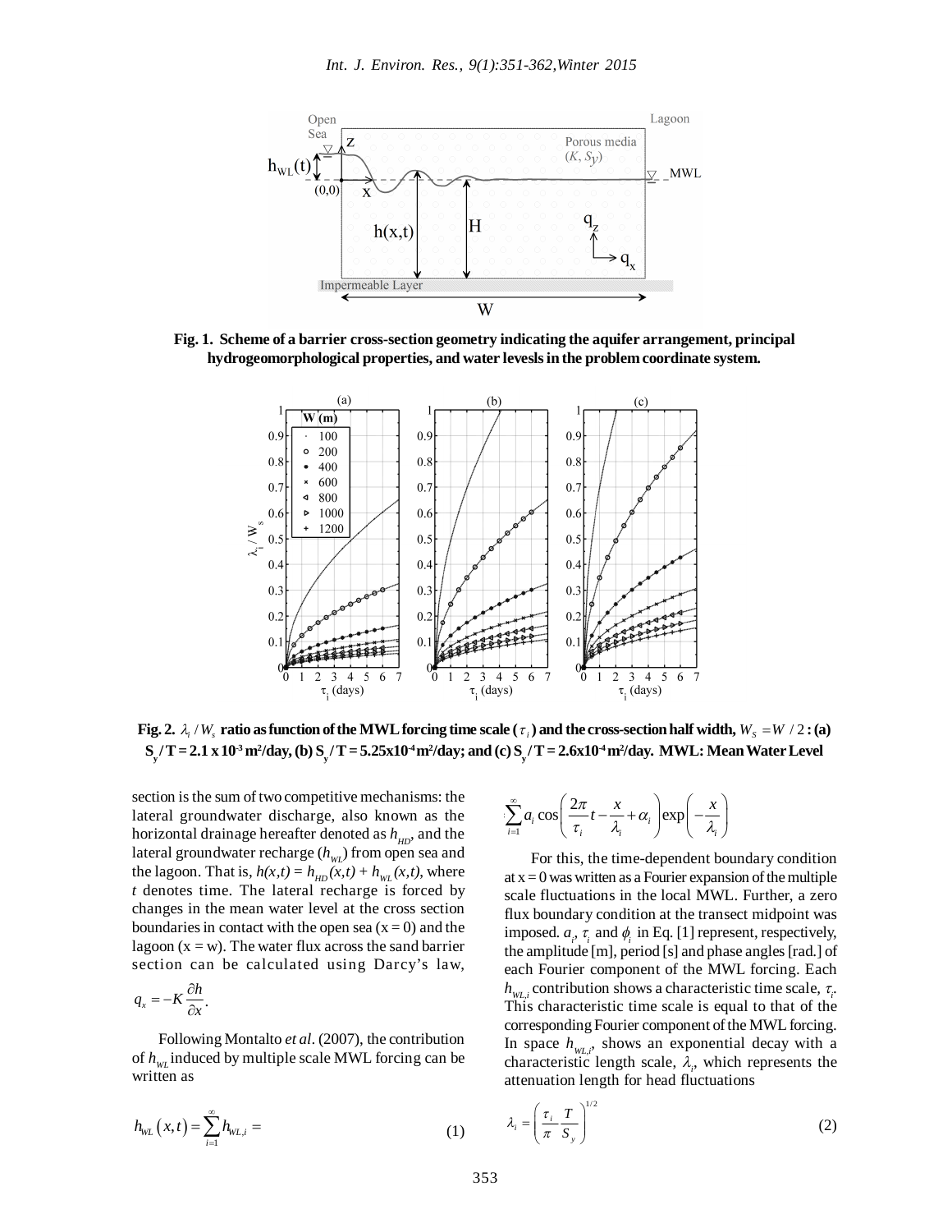Fig. 1. Scheme of a barrier cross-section geometry indicating the aquifer arrangement, principal hydrogeomorphological properties, and water levesls in the problem coordinate system.

**Fig. 2.** $\lambda_i / W_s$ **ratio as function of the MWL forcing time scale (**$\tau_i$**) and the cross-section half width,** $W_S = W/2$ **: (a)** $S_y$ **/ T = 2.1 x 10**$^{-3}$ **m**$^2$**/day, (b)** $S_y$ **/ T = 5.25x10**$^{-4}$ **m**$^2$**/day; and (c)** $S_y$ **/ T = 2.6x10**$^{-4}$ **m**$^2$**/day. MWL: Mean Water Level**

section is the sum of two competitive mechanisms: the lateral groundwater discharge, also known as the horizontal drainage hereafter denoted as $h_{HD}$, and the lateral groundwater recharge ($h_{WL}$) from open sea and the lagoon. That is, $h(x,t) = h_{HD}(x,t) + h_{WL}(x,t)$, where $t$ denotes time. The lateral recharge is forced by changes in the mean water level at the cross section boundaries in contact with the open sea (x = 0) and the lagoon (x = w). The water flux across the sand barrier section can be calculated using Darcy's law, $q_x = -K \frac{\partial h}{\partial x}$.

Following Montalto *et al*. (2007), the contribution of $h_{WL}$ induced by multiple scale MWL forcing can be written as

$$h_{WL}(x,t) = \sum_{i=1}^{\infty} h_{WL,i} = \sum_{i=1}^{\infty} a_i \cos\left(\frac{2\pi}{\tau_i}t - \frac{x}{\lambda_i} + \alpha_i\right)\exp\left(-\frac{x}{\lambda_i}\right) \quad (1)$$

For this, the time-dependent boundary condition at x = 0 was written as a Fourier expansion of the multiple scale fluctuations in the local MWL. Further, a zero flux boundary condition at the transect midpoint was imposed. $a_i$, $\tau_i$ and $\phi_i$ in Eq. [1] represent, respectively, the amplitude [m], period [s] and phase angles [rad.] of each Fourier component of the MWL forcing. Each $h_{WL,i}$ contribution shows a characteristic time scale, $\tau_i$. This characteristic time scale is equal to that of the corresponding Fourier component of the MWL forcing. In space $h_{WL,i}$, shows an exponential decay with a characteristic length scale, $\lambda_i$, which represents the attenuation length for head fluctuations

$$\lambda_i = \left(\frac{\tau_i}{\pi}\frac{T}{S_y}\right)^{1/2} \quad (2)$$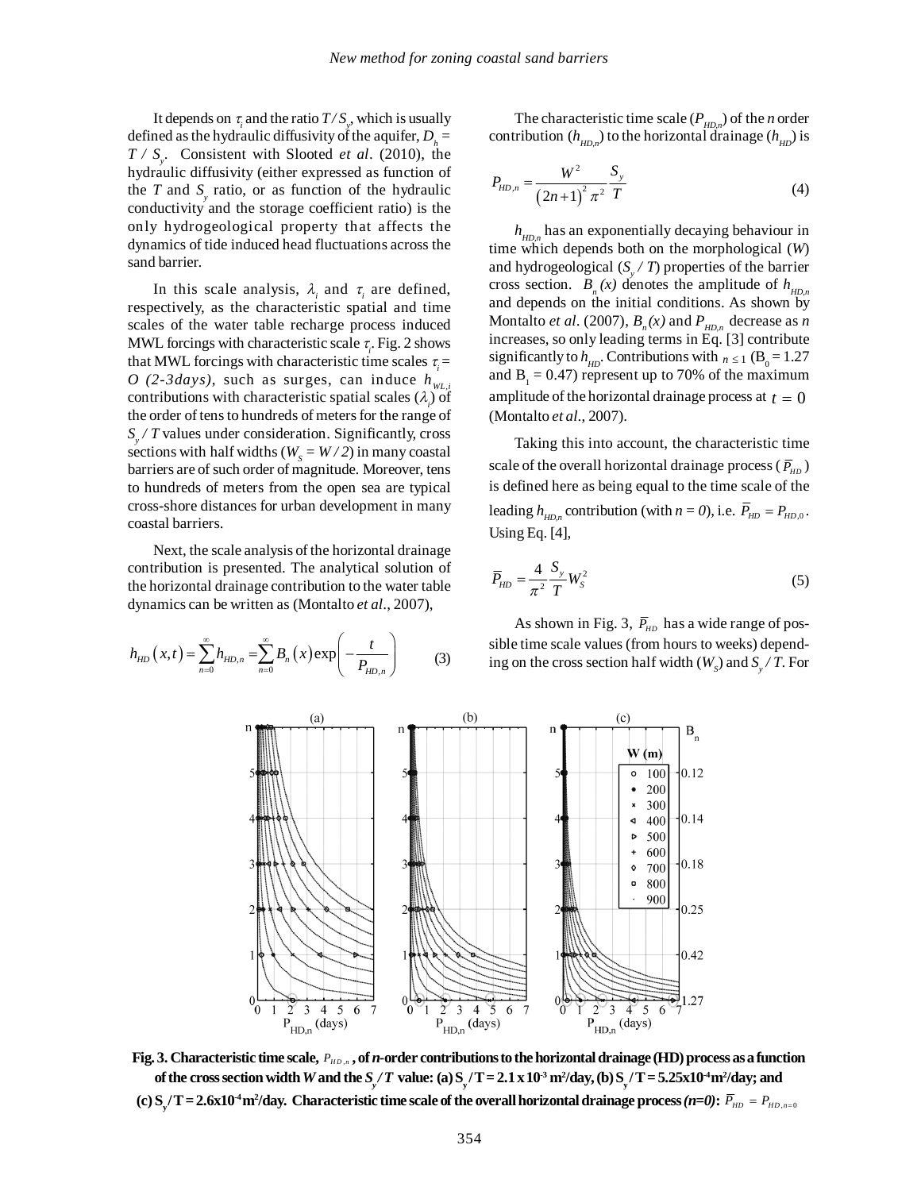It depends on $\tau_i$ and the ratio $T / S_y$, which is usually defined as the hydraulic diffusivity of the aquifer, $D_h = T / S_y$. Consistent with Slooted *et al*. (2010), the hydraulic diffusivity (either expressed as function of the $T$ and $S_y$ ratio, or as function of the hydraulic conductivity and the storage coefficient ratio) is the only hydrogeological property that affects the dynamics of tide induced head fluctuations across the sand barrier.

In this scale analysis, $\lambda_i$ and $\tau_i$ are defined, respectively, as the characteristic spatial and time scales of the water table recharge process induced MWL forcings with characteristic scale $\tau_i$. Fig. 2 shows that MWL forcings with characteristic time scales $\tau_i = O$ *(2-3days)*, such as surges, can induce $h_{WL,i}$ contributions with characteristic spatial scales ($\lambda_i$) of the order of tens to hundreds of meters for the range of $S_y / T$ values under consideration. Significantly, cross sections with half widths ($W_S = W / 2$) in many coastal barriers are of such order of magnitude. Moreover, tens to hundreds of meters from the open sea are typical cross-shore distances for urban development in many coastal barriers.

Next, the scale analysis of the horizontal drainage contribution is presented. The analytical solution of the horizontal drainage contribution to the water table dynamics can be written as (Montalto *et al*., 2007),

$$h_{HD}\left(x,t\right)=\sum_{n=0}^{\infty}h_{HD,n}=\sum_{n=0}^{\infty}B_n\left(x\right)\exp\left(-\frac{t}{P_{HD,n}}\right) \tag{3}$$

The characteristic time scale ($P_{HD,n}$) of the $n$ order contribution ($h_{HD,n}$) to the horizontal drainage ($h_{HD}$) is

$$P_{HD,n}=\frac{W^2}{\left(2n+1\right)^2\pi^2}\frac{S_y}{T} \tag{4}$$

$h_{HD,n}$ has an exponentially decaying behaviour in time which depends both on the morphological ($W$) and hydrogeological ($S_y / T$) properties of the barrier cross section. $B_n(x)$ denotes the amplitude of $h_{HD,n}$ and depends on the initial conditions. As shown by Montalto *et al*. (2007), $B_n(x)$ and $P_{HD,n}$ decrease as $n$ increases, so only leading terms in Eq. [3] contribute significantly to $h_{HD}$. Contributions with $n \leq 1$ ($B_0 = 1.27$ and $B_1 = 0.47$) represent up to 70% of the maximum amplitude of the horizontal drainage process at $t = 0$ (Montalto *et al*., 2007).

Taking this into account, the characteristic time scale of the overall horizontal drainage process ($\overline{P}_{HD}$) is defined here as being equal to the time scale of the leading $h_{HD,n}$ contribution (with $n = 0$), i.e. $\overline{P}_{HD} = P_{HD,0}$. Using Eq. [4],

$$\overline{P}_{HD}=\frac{4}{\pi^2}\frac{S_y}{T}W_S^2 \tag{5}$$

As shown in Fig. 3, $\overline{P}_{HD}$ has a wide range of possible time scale values (from hours to weeks) depending on the cross section half width ($W_S$) and $S_y / T$. For

**Fig. 3. Characteristic time scale, $P_{HD,n}$, of *n*-order contributions to the horizontal drainage (HD) process as a function of the cross section width *W* and the $S_y / T$ value: (a) $S_y / T = 2.1 \times 10^{-3}$ m²/day, (b) $S_y / T = 5.25 \times 10^{-4}$ m²/day; and (c) $S_y / T = 2.6 \times 10^{-4}$ m²/day. Characteristic time scale of the overall horizontal drainage process *(n=0)*: $\overline{P}_{HD} = P_{HD,n=0}$**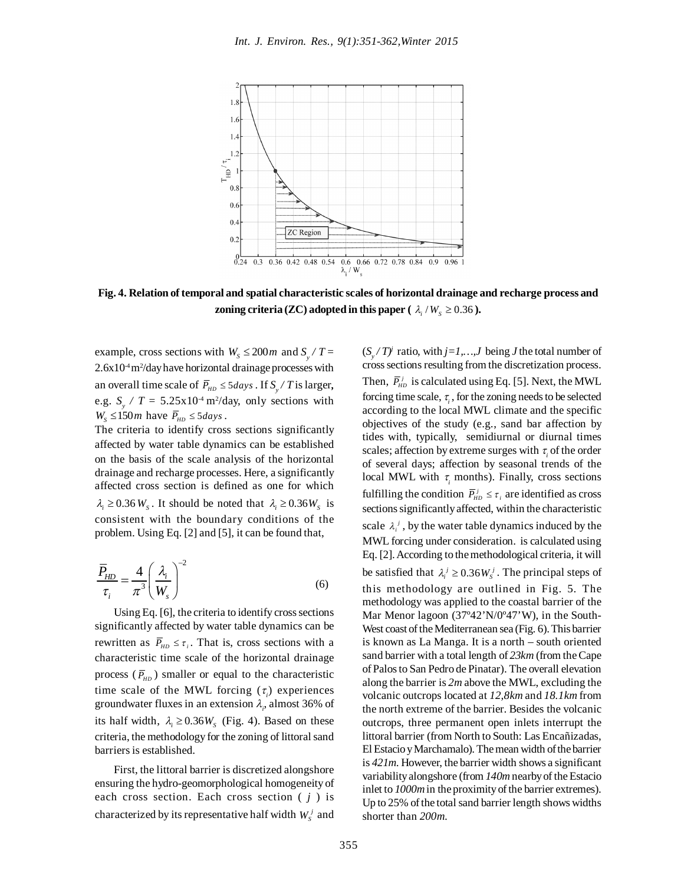**Fig. 4. Relation of temporal and spatial characteristic scales of horizontal drainage and recharge process and zoning criteria (ZC) adopted in this paper ( $\lambda_i / W_S \geq 0.36$ ).**

example, cross sections with $W_S \leq 200m$ and $S_y / T$ = 2.6x10$^{-4}$ m$^2$/day have horizontal drainage processes with an overall time scale of $\overline{P}_{HD} \leq 5days$ . If $S_y / T$ is larger, e.g. $S_y / T$ = 5.25x10$^{-4}$ m$^2$/day, only sections with $W_S \leq 150m$ have $\overline{P}_{HD} \leq 5days$ .

The criteria to identify cross sections significantly affected by water table dynamics can be established on the basis of the scale analysis of the horizontal drainage and recharge processes. Here, a significantly affected cross section is defined as one for which $\lambda_i \geq 0.36\, W_S$ . It should be noted that $\lambda_i \geq 0.36 W_S$ is consistent with the boundary conditions of the problem. Using Eq. [2] and [5], it can be found that,

$$\frac{\overline{P}_{HD}}{\tau_i} = \frac{4}{\pi^3}\left(\frac{\lambda_i}{W_s}\right)^{-2} \tag{6}$$

Using Eq. [6], the criteria to identify cross sections significantly affected by water table dynamics can be rewritten as $\overline{P}_{HD} \leq \tau_i$ . That is, cross sections with a characteristic time scale of the horizontal drainage process ( $\overline{P}_{HD}$ ) smaller or equal to the characteristic time scale of the MWL forcing ($\tau_i$) experiences groundwater fluxes in an extension $\lambda_i$, almost 36% of its half width, $\lambda_i \geq 0.36 W_S$ (Fig. 4). Based on these criteria, the methodology for the zoning of littoral sand barriers is established.

First, the littoral barrier is discretized alongshore ensuring the hydro-geomorphological homogeneity of each cross section. Each cross section ( $j$ ) is characterized by its representative half width $W_S^j$ and $(S_y / T)^j$ ratio, with $j=1,\ldots,J$ being $J$ the total number of cross sections resulting from the discretization process. Then, $\overline{P}_{HD}^j$ is calculated using Eq. [5]. Next, the MWL forcing time scale, $\tau_i$, for the zoning needs to be selected according to the local MWL climate and the specific objectives of the study (e.g., sand bar affection by tides with, typically, semidiurnal or diurnal times scales; affection by extreme surges with $\tau_i$ of the order of several days; affection by seasonal trends of the local MWL with $\tau_i$ months). Finally, cross sections fulfilling the condition $\overline{P}_{HD}^j \leq \tau_i$ are identified as cross sections significantly affected, within the characteristic scale $\lambda_i^j$ , by the water table dynamics induced by the MWL forcing under consideration. is calculated using Eq. [2]. According to the methodological criteria, it will be satisfied that $\lambda_i^j \geq 0.36 W_S^j$ . The principal steps of this methodology are outlined in Fig. 5. The methodology was applied to the coastal barrier of the Mar Menor lagoon (37º42'N/0º47'W), in the South-West coast of the Mediterranean sea (Fig. 6). This barrier is known as La Manga. It is a north – south oriented sand barrier with a total length of *23km* (from the Cape of Palos to San Pedro de Pinatar). The overall elevation along the barrier is *2m* above the MWL, excluding the volcanic outcrops located at *12,8km* and *18.1km* from the north extreme of the barrier. Besides the volcanic outcrops, three permanent open inlets interrupt the littoral barrier (from North to South: Las Encañizadas, El Estacio y Marchamalo). The mean width of the barrier is *421m*. However, the barrier width shows a significant variability alongshore (from *140m* nearby of the Estacio inlet to *1000m* in the proximity of the barrier extremes). Up to 25% of the total sand barrier length shows widths shorter than *200m*.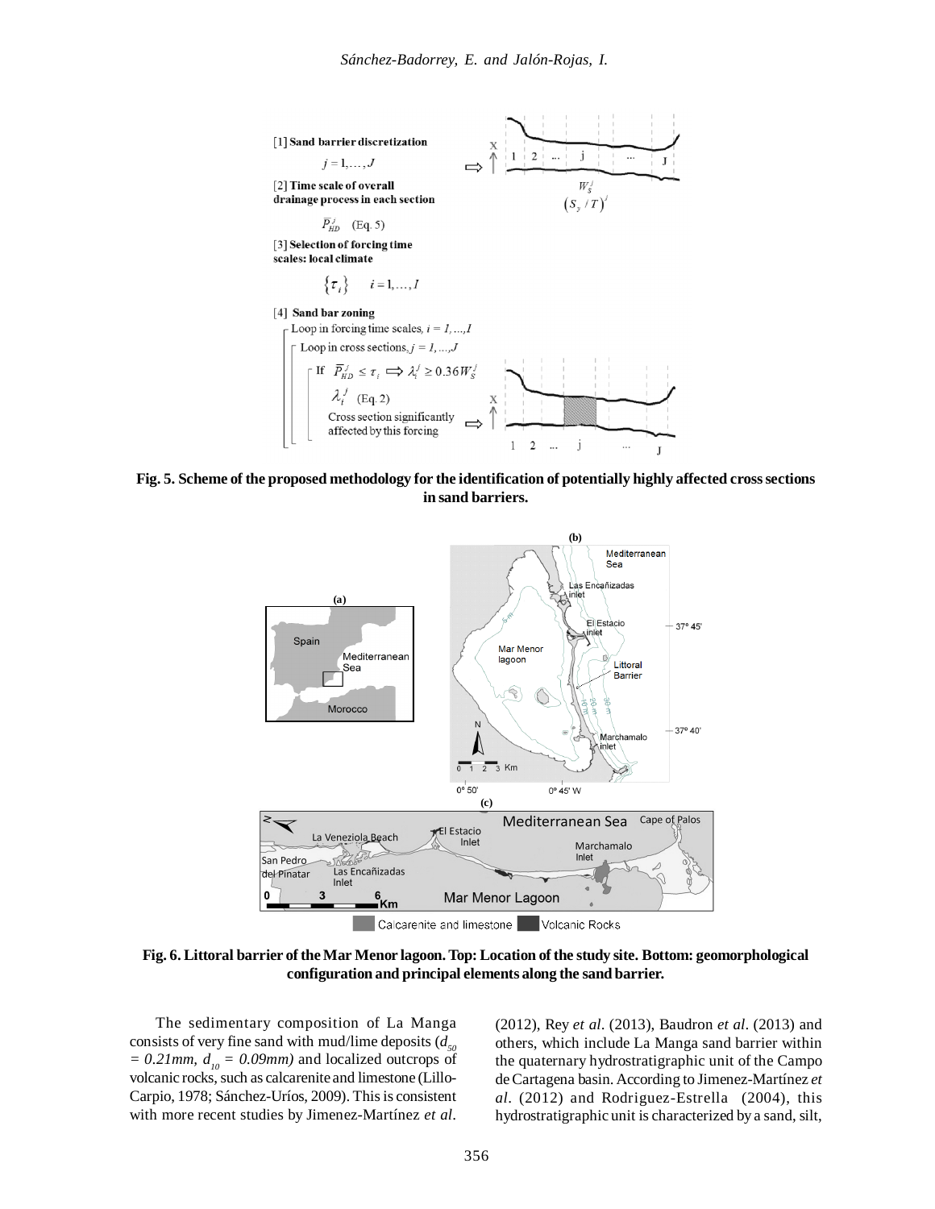**Fig. 5. Scheme of the proposed methodology for the identification of potentially highly affected cross sections in sand barriers.**

**Fig. 6. Littoral barrier of the Mar Menor lagoon. Top: Location of the study site. Bottom: geomorphological configuration and principal elements along the sand barrier.**

The sedimentary composition of La Manga consists of very fine sand with mud/lime deposits (*$d_{50}$ = 0.21mm, $d_{10}$ = 0.09mm)* and localized outcrops of volcanic rocks, such as calcarenite and limestone (Lillo-Carpio, 1978; Sánchez-Uríos, 2009). This is consistent with more recent studies by Jimenez-Martínez *et al*. (2012), Rey *et al*. (2013), Baudron *et al*. (2013) and others, which include La Manga sand barrier within the quaternary hydrostratigraphic unit of the Campo de Cartagena basin. According to Jimenez-Martínez *et al*. (2012) and Rodriguez-Estrella (2004), this hydrostratigraphic unit is characterized by a sand, silt,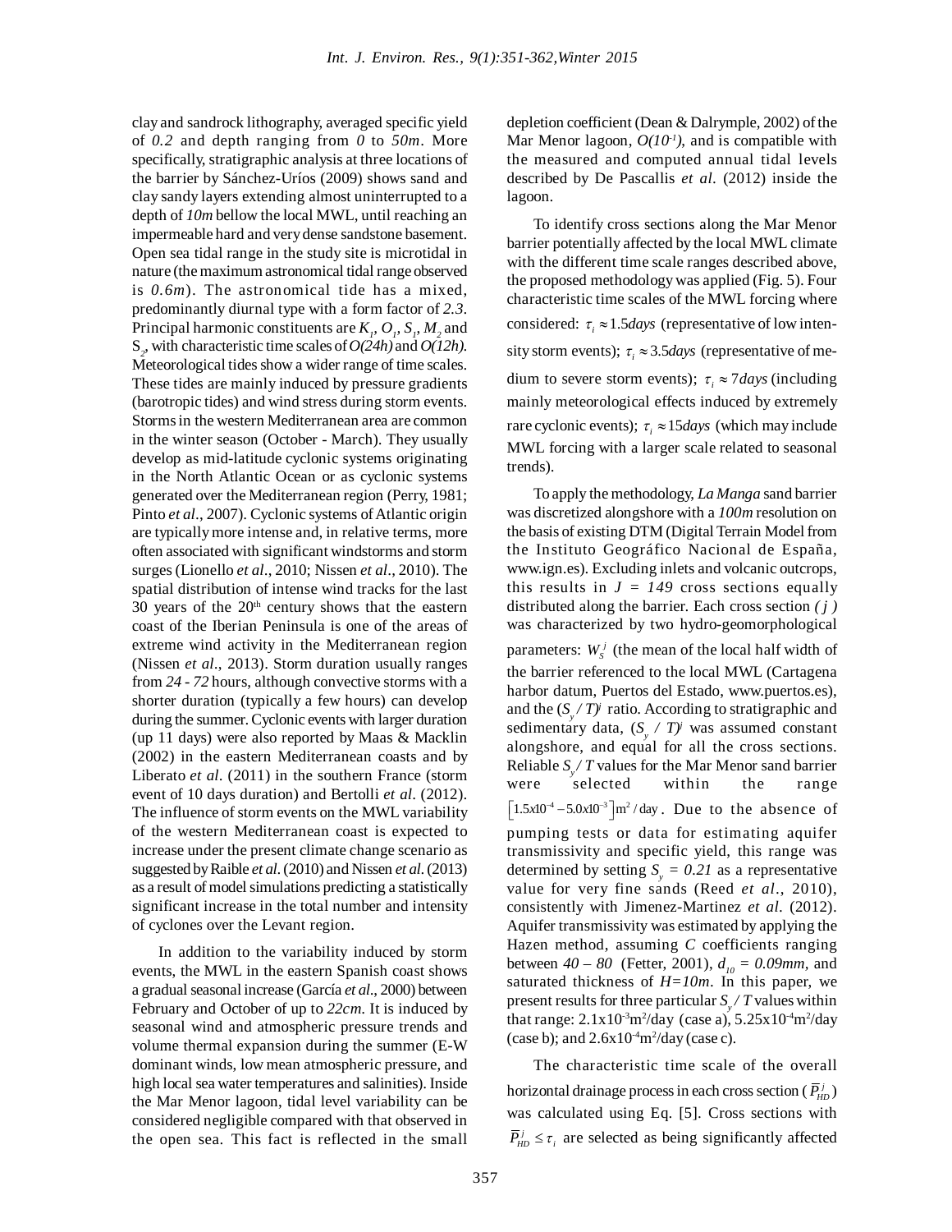clay and sandrock lithography, averaged specific yield of *0.2* and depth ranging from *0* to *50m*. More specifically, stratigraphic analysis at three locations of the barrier by Sánchez-Uríos (2009) shows sand and clay sandy layers extending almost uninterrupted to a depth of *10m* bellow the local MWL, until reaching an impermeable hard and very dense sandstone basement. Open sea tidal range in the study site is microtidal in nature (the maximum astronomical tidal range observed is *0.6m*). The astronomical tide has a mixed, predominantly diurnal type with a form factor of *2.3*. Principal harmonic constituents are $K_1$, $O_1$, $S_1$, $M_2$ and $S_2$, with characteristic time scales of *O(24h)* and *O(12h)*. Meteorological tides show a wider range of time scales. These tides are mainly induced by pressure gradients (barotropic tides) and wind stress during storm events. Storms in the western Mediterranean area are common in the winter season (October - March). They usually develop as mid-latitude cyclonic systems originating in the North Atlantic Ocean or as cyclonic systems generated over the Mediterranean region (Perry, 1981; Pinto *et al*., 2007). Cyclonic systems of Atlantic origin are typically more intense and, in relative terms, more often associated with significant windstorms and storm surges (Lionello *et al*., 2010; Nissen *et al*., 2010). The spatial distribution of intense wind tracks for the last 30 years of the 20th century shows that the eastern coast of the Iberian Peninsula is one of the areas of extreme wind activity in the Mediterranean region (Nissen *et al*., 2013). Storm duration usually ranges from *24 - 72* hours, although convective storms with a shorter duration (typically a few hours) can develop during the summer. Cyclonic events with larger duration (up 11 days) were also reported by Maas & Macklin (2002) in the eastern Mediterranean coasts and by Liberato *et al*. (2011) in the southern France (storm event of 10 days duration) and Bertolli *et al*. (2012). The influence of storm events on the MWL variability of the western Mediterranean coast is expected to increase under the present climate change scenario as suggested by Raible *et al*. (2010) and Nissen *et al*. (2013) as a result of model simulations predicting a statistically significant increase in the total number and intensity of cyclones over the Levant region.

In addition to the variability induced by storm events, the MWL in the eastern Spanish coast shows a gradual seasonal increase (García *et al*., 2000) between February and October of up to *22cm*. It is induced by seasonal wind and atmospheric pressure trends and volume thermal expansion during the summer (E-W dominant winds, low mean atmospheric pressure, and high local sea water temperatures and salinities). Inside the Mar Menor lagoon, tidal level variability can be considered negligible compared with that observed in the open sea. This fact is reflected in the small depletion coefficient (Dean & Dalrymple, 2002) of the Mar Menor lagoon, $O(10^{-1})$, and is compatible with the measured and computed annual tidal levels described by De Pascallis *et al*. (2012) inside the lagoon.

To identify cross sections along the Mar Menor barrier potentially affected by the local MWL climate with the different time scale ranges described above, the proposed methodology was applied (Fig. 5). Four characteristic time scales of the MWL forcing where considered: $\tau_i \approx 1.5 days$ (representative of low intensity storm events); $\tau_i \approx 3.5 days$ (representative of medium to severe storm events); $\tau_i \approx 7 days$ (including mainly meteorological effects induced by extremely rare cyclonic events); $\tau_i \approx 15 days$ (which may include MWL forcing with a larger scale related to seasonal trends).

To apply the methodology, *La Manga* sand barrier was discretized alongshore with a *100m* resolution on the basis of existing DTM (Digital Terrain Model from the Instituto Geográfico Nacional de España, www.ign.es). Excluding inlets and volcanic outcrops, this results in $J = 149$ cross sections equally distributed along the barrier. Each cross section *( j )* was characterized by two hydro-geomorphological parameters: $W_S^j$ (the mean of the local half width of the barrier referenced to the local MWL (Cartagena harbor datum, Puertos del Estado, www.puertos.es), and the $(S_y / T)^j$ ratio. According to stratigraphic and sedimentary data, $(S_y / T)^j$ was assumed constant alongshore, and equal for all the cross sections. Reliable $S_y / T$ values for the Mar Menor sand barrier were selected within the range $\left[1.5x10^{-4} - 5.0x10^{-3}\right] m^2/day$. Due to the absence of pumping tests or data for estimating aquifer transmissivity and specific yield, this range was determined by setting $S_y = 0.21$ as a representative value for very fine sands (Reed *et al*., 2010), consistently with Jimenez-Martinez *et al*. (2012). Aquifer transmissivity was estimated by applying the Hazen method, assuming *C* coefficients ranging between *40 – 80* (Fetter, 2001), $d_{10} = 0.09mm$, and saturated thickness of $H=10m$. In this paper, we present results for three particular $S_y / T$ values within that range: $2.1x10^{-3} m^2/day$ (case a), $5.25x10^{-4} m^2/day$ (case b); and $2.6x10^{-4} m^2/day$ (case c).

The characteristic time scale of the overall horizontal drainage process in each cross section ($\bar{P}_{HD}^j$) was calculated using Eq. [5]. Cross sections with $\bar{P}_{HD}^j \leq \tau_i$ are selected as being significantly affected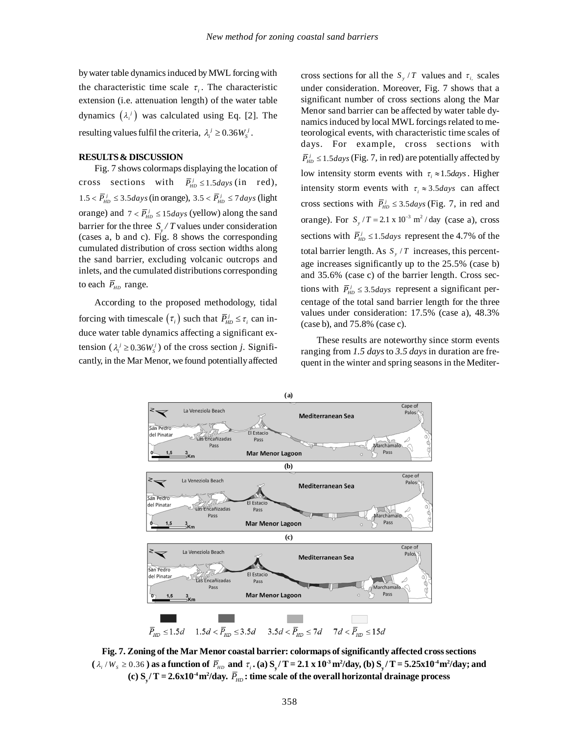by water table dynamics induced by MWL forcing with the characteristic time scale $\tau_i$. The characteristic extension (i.e. attenuation length) of the water table dynamics $\left(\lambda_i^{\,j}\right)$ was calculated using Eq. [2]. The resulting values fulfil the criteria, $\lambda_i^{\,j} \geq 0.36 W_S^{\,j}$.

**RESULTS & DISCUSSION**

Fig. 7 shows colormaps displaying the location of cross sections with $\bar{P}_{HD}^{\,j} \leq 1.5 days$ (in red), $1.5 < \bar{P}_{HD}^{\,j} \leq 3.5 days$ (in orange), $3.5 < \bar{P}_{HD}^{\,j} \leq 7 days$ (light orange) and $7 < \bar{P}_{HD}^{\,j} \leq 15 days$ (yellow) along the sand barrier for the three $S_y / T$ values under consideration (cases a, b and c). Fig. 8 shows the corresponding cumulated distribution of cross section widths along the sand barrier, excluding volcanic outcrops and inlets, and the cumulated distributions corresponding to each $\bar{P}_{HD}$ range.

According to the proposed methodology, tidal forcing with timescale $\left(\tau_i\right)$ such that $\bar{P}_{HD}^{\,j} \leq \tau_i$ can induce water table dynamics affecting a significant extension ($\lambda_i^{\,j} \geq 0.36 W_S^{\,j}$) of the cross section *j*. Significantly, in the Mar Menor, we found potentially affected cross sections for all the $S_y / T$ values and $\tau_i$ scales under consideration. Moreover, Fig. 7 shows that a significant number of cross sections along the Mar Menor sand barrier can be affected by water table dynamics induced by local MWL forcings related to meteorological events, with characteristic time scales of days. For example, cross sections with $\bar{P}_{HD}^{\,j} \leq 1.5 days$ (Fig. 7, in red) are potentially affected by low intensity storm events with $\tau_i \approx 1.5 days$. Higher intensity storm events with $\tau_i \approx 3.5 days$ can affect cross sections with $\bar{P}_{HD}^{\,j} \leq 3.5 days$ (Fig. 7, in red and orange). For $S_y / T = 2.1 \times 10^{-3}$ m$^2$/day (case a), cross sections with $\bar{P}_{HD}^{\,j} \leq 1.5 days$ represent the 4.7% of the total barrier length. As $S_y / T$ increases, this percentage increases significantly up to the 25.5% (case b) and 35.6% (case c) of the barrier length. Cross sections with $\bar{P}_{HD}^{\,j} \leq 3.5 days$ represent a significant percentage of the total sand barrier length for the three values under consideration: 17.5% (case a), 48.3% (case b), and 75.8% (case c).

These results are noteworthy since storm events ranging from *1.5 days* to *3.5 days* in duration are frequent in the winter and spring seasons in the Mediter-

**Fig. 7. Zoning of the Mar Menor coastal barrier: colormaps of significantly affected cross sections ($\lambda_i / W_s \geq 0.36$) as a function of $\bar{P}_{HD}$ and $\tau_i$. (a) $S_y / T = 2.1 \times 10^{-3}$ m$^2$/day, (b) $S_y / T = 5.25 \times 10^{-4}$ m$^2$/day; and (c) $S_y / T = 2.6 \times 10^{-4}$ m$^2$/day. $\bar{P}_{HD}$: time scale of the overall horizontal drainage process**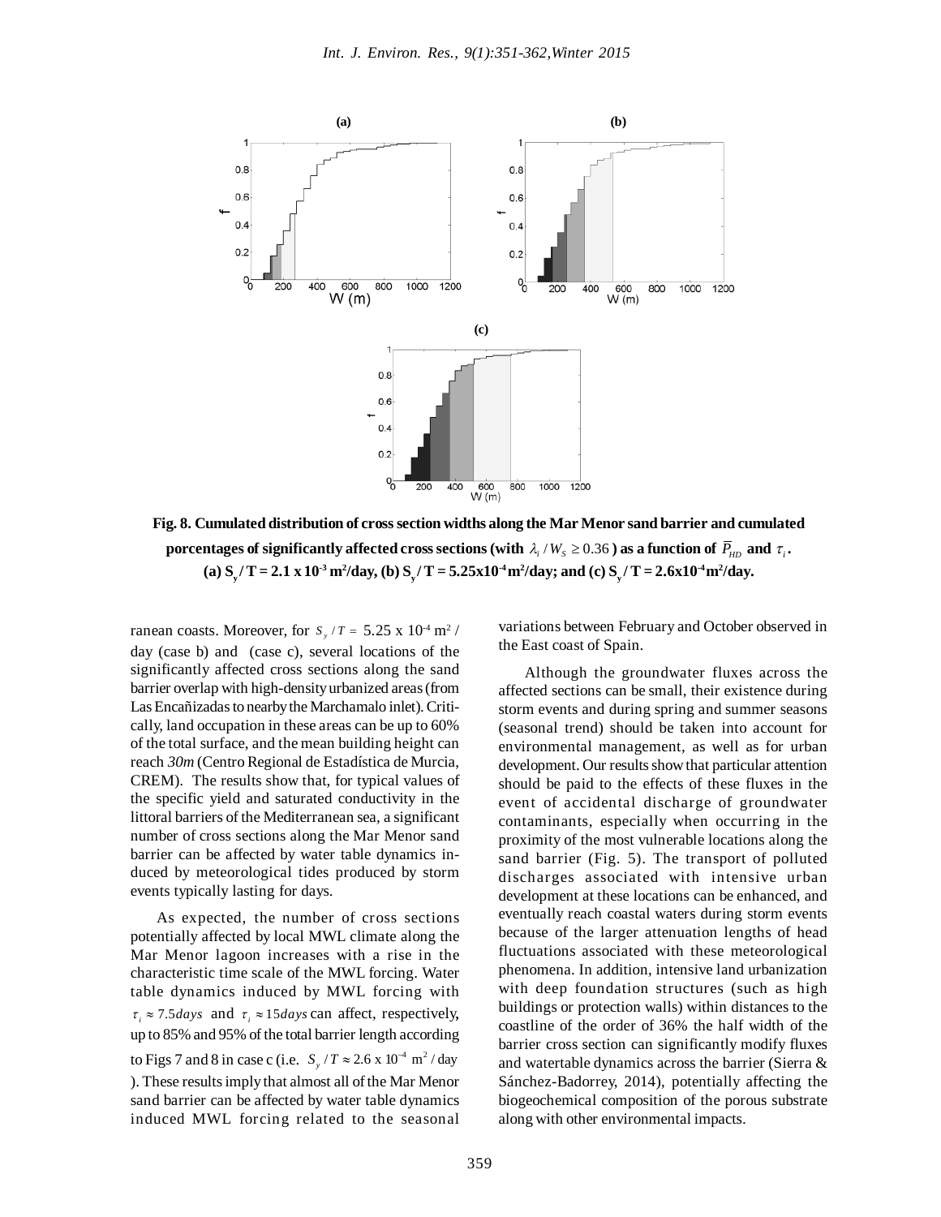**Fig. 8. Cumulated distribution of cross section widths along the Mar Menor sand barrier and cumulated porcentages of significantly affected cross sections (with $\lambda_i / W_S \geq 0.36$ ) as a function of $\overline{P}_{HD}$ and $\tau_i$ . (a) $S_y / T = 2.1 \times 10^{-3}$ m$^2$/day, (b) $S_y / T = 5.25 \times 10^{-4}$ m$^2$/day; and (c) $S_y / T = 2.6 \times 10^{-4}$ m$^2$/day.**

ranean coasts. Moreover, for $S_y / T = 5.25 \times 10^{-4}$ m$^2$ / day (case b) and (case c), several locations of the significantly affected cross sections along the sand barrier overlap with high-density urbanized areas (from Las Encañizadas to nearby the Marchamalo inlet). Critically, land occupation in these areas can be up to 60% of the total surface, and the mean building height can reach *30m* (Centro Regional de Estadística de Murcia, CREM). The results show that, for typical values of the specific yield and saturated conductivity in the littoral barriers of the Mediterranean sea, a significant number of cross sections along the Mar Menor sand barrier can be affected by water table dynamics induced by meteorological tides produced by storm events typically lasting for days.

As expected, the number of cross sections potentially affected by local MWL climate along the Mar Menor lagoon increases with a rise in the characteristic time scale of the MWL forcing. Water table dynamics induced by MWL forcing with $\tau_i \approx 7.5 days$ and $\tau_i \approx 15 days$ can affect, respectively, up to 85% and 95% of the total barrier length according to Figs 7 and 8 in case c (i.e. $S_y / T \approx 2.6 \times 10^{-4}$ m$^2$ / day ). These results imply that almost all of the Mar Menor sand barrier can be affected by water table dynamics induced MWL forcing related to the seasonal variations between February and October observed in the East coast of Spain.

Although the groundwater fluxes across the affected sections can be small, their existence during storm events and during spring and summer seasons (seasonal trend) should be taken into account for environmental management, as well as for urban development. Our results show that particular attention should be paid to the effects of these fluxes in the event of accidental discharge of groundwater contaminants, especially when occurring in the proximity of the most vulnerable locations along the sand barrier (Fig. 5). The transport of polluted discharges associated with intensive urban development at these locations can be enhanced, and eventually reach coastal waters during storm events because of the larger attenuation lengths of head fluctuations associated with these meteorological phenomena. In addition, intensive land urbanization with deep foundation structures (such as high buildings or protection walls) within distances to the coastline of the order of 36% the half width of the barrier cross section can significantly modify fluxes and watertable dynamics across the barrier (Sierra & Sánchez-Badorrey, 2014), potentially affecting the biogeochemical composition of the porous substrate along with other environmental impacts.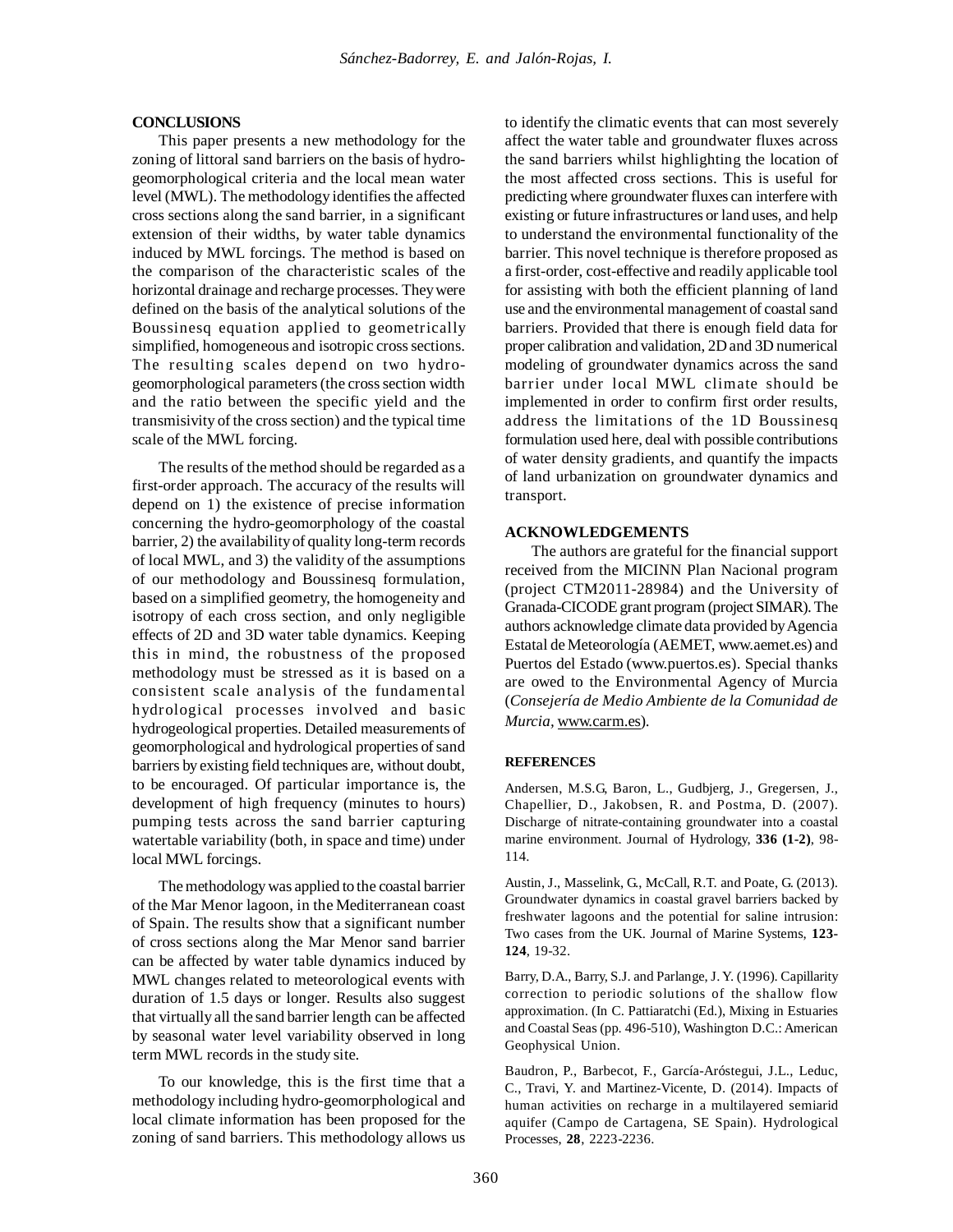## CONCLUSIONS

This paper presents a new methodology for the zoning of littoral sand barriers on the basis of hydro-geomorphological criteria and the local mean water level (MWL). The methodology identifies the affected cross sections along the sand barrier, in a significant extension of their widths, by water table dynamics induced by MWL forcings. The method is based on the comparison of the characteristic scales of the horizontal drainage and recharge processes. They were defined on the basis of the analytical solutions of the Boussinesq equation applied to geometrically simplified, homogeneous and isotropic cross sections. The resulting scales depend on two hydro-geomorphological parameters (the cross section width and the ratio between the specific yield and the transmisivity of the cross section) and the typical time scale of the MWL forcing.

The results of the method should be regarded as a first-order approach. The accuracy of the results will depend on 1) the existence of precise information concerning the hydro-geomorphology of the coastal barrier, 2) the availability of quality long-term records of local MWL, and 3) the validity of the assumptions of our methodology and Boussinesq formulation, based on a simplified geometry, the homogeneity and isotropy of each cross section, and only negligible effects of 2D and 3D water table dynamics. Keeping this in mind, the robustness of the proposed methodology must be stressed as it is based on a consistent scale analysis of the fundamental hydrological processes involved and basic hydrogeological properties. Detailed measurements of geomorphological and hydrological properties of sand barriers by existing field techniques are, without doubt, to be encouraged. Of particular importance is, the development of high frequency (minutes to hours) pumping tests across the sand barrier capturing watertable variability (both, in space and time) under local MWL forcings.

The methodology was applied to the coastal barrier of the Mar Menor lagoon, in the Mediterranean coast of Spain. The results show that a significant number of cross sections along the Mar Menor sand barrier can be affected by water table dynamics induced by MWL changes related to meteorological events with duration of 1.5 days or longer. Results also suggest that virtually all the sand barrier length can be affected by seasonal water level variability observed in long term MWL records in the study site.

To our knowledge, this is the first time that a methodology including hydro-geomorphological and local climate information has been proposed for the zoning of sand barriers. This methodology allows us to identify the climatic events that can most severely affect the water table and groundwater fluxes across the sand barriers whilst highlighting the location of the most affected cross sections. This is useful for predicting where groundwater fluxes can interfere with existing or future infrastructures or land uses, and help to understand the environmental functionality of the barrier. This novel technique is therefore proposed as a first-order, cost-effective and readily applicable tool for assisting with both the efficient planning of land use and the environmental management of coastal sand barriers. Provided that there is enough field data for proper calibration and validation, 2D and 3D numerical modeling of groundwater dynamics across the sand barrier under local MWL climate should be implemented in order to confirm first order results, address the limitations of the 1D Boussinesq formulation used here, deal with possible contributions of water density gradients, and quantify the impacts of land urbanization on groundwater dynamics and transport.

## ACKNOWLEDGEMENTS

The authors are grateful for the financial support received from the MICINN Plan Nacional program (project CTM2011-28984) and the University of Granada-CICODE grant program (project SIMAR). The authors acknowledge climate data provided by Agencia Estatal de Meteorología (AEMET, www.aemet.es) and Puertos del Estado (www.puertos.es). Special thanks are owed to the Environmental Agency of Murcia (*Consejería de Medio Ambiente de la Comunidad de Murcia*, www.carm.es).

## REFERENCES

Andersen, M.S.G, Baron, L., Gudbjerg, J., Gregersen, J., Chapellier, D., Jakobsen, R. and Postma, D. (2007). Discharge of nitrate-containing groundwater into a coastal marine environment. Journal of Hydrology, **336 (1-2)**, 98-114.

Austin, J., Masselink, G., McCall, R.T. and Poate, G. (2013). Groundwater dynamics in coastal gravel barriers backed by freshwater lagoons and the potential for saline intrusion: Two cases from the UK. Journal of Marine Systems, **123-124**, 19-32.

Barry, D.A., Barry, S.J. and Parlange, J. Y. (1996). Capillarity correction to periodic solutions of the shallow flow approximation. (In C. Pattiaratchi (Ed.), Mixing in Estuaries and Coastal Seas (pp. 496-510), Washington D.C.: American Geophysical Union.

Baudron, P., Barbecot, F., García-Aróstegui, J.L., Leduc, C., Travi, Y. and Martinez-Vicente, D. (2014). Impacts of human activities on recharge in a multilayered semiarid aquifer (Campo de Cartagena, SE Spain). Hydrological Processes, **28**, 2223-2236.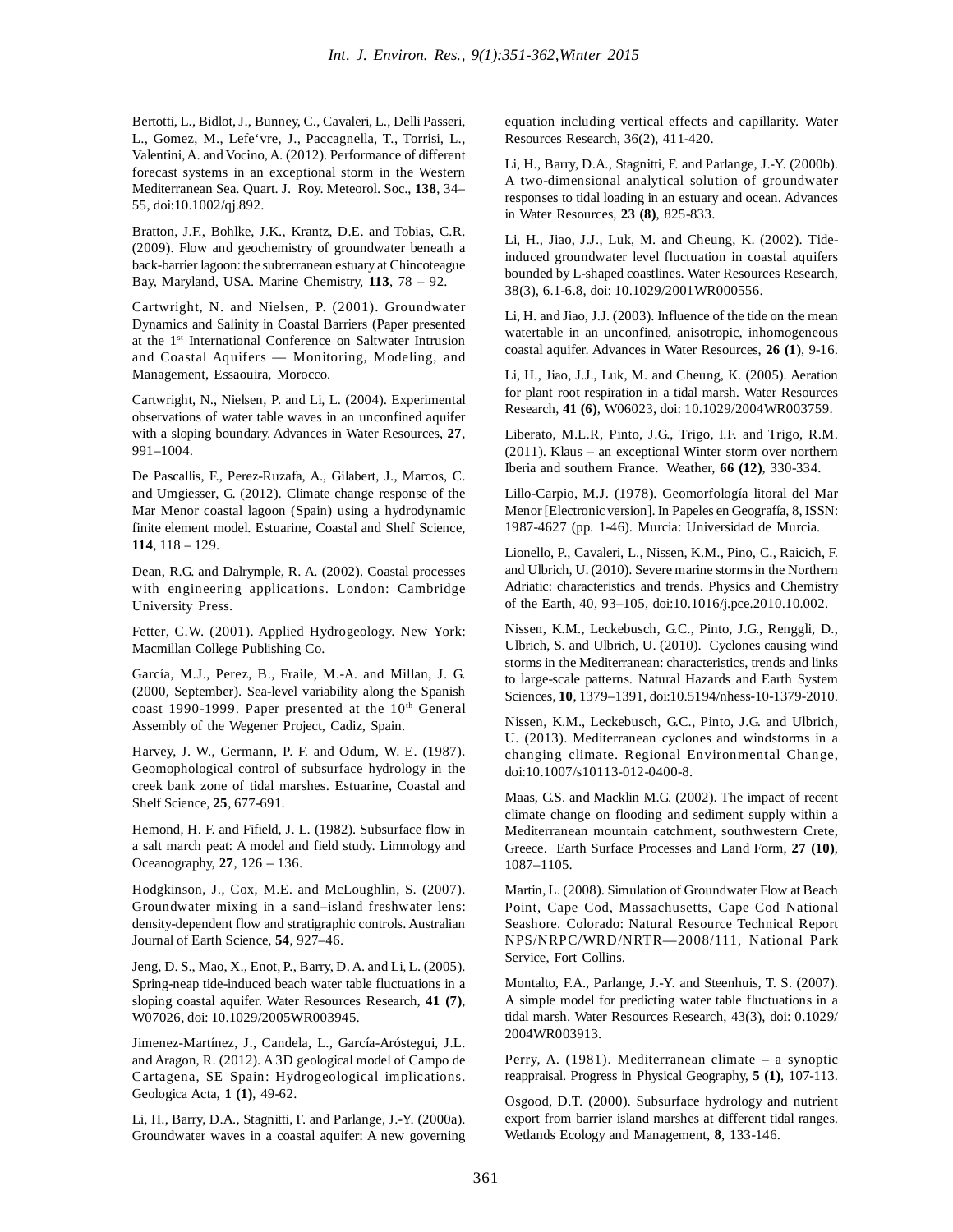Bertotti, L., Bidlot, J., Bunney, C., Cavaleri, L., Delli Passeri, L., Gomez, M., Lefe'vre, J., Paccagnella, T., Torrisi, L., Valentini, A. and Vocino, A. (2012). Performance of different forecast systems in an exceptional storm in the Western Mediterranean Sea. Quart. J. Roy. Meteorol. Soc., **138**, 34–55, doi:10.1002/qj.892.

Bratton, J.F., Bohlke, J.K., Krantz, D.E. and Tobias, C.R. (2009). Flow and geochemistry of groundwater beneath a back-barrier lagoon: the subterranean estuary at Chincoteague Bay, Maryland, USA. Marine Chemistry, **113**, 78 – 92.

Cartwright, N. and Nielsen, P. (2001). Groundwater Dynamics and Salinity in Coastal Barriers (Paper presented at the 1st International Conference on Saltwater Intrusion and Coastal Aquifers — Monitoring, Modeling, and Management, Essaouira, Morocco.

Cartwright, N., Nielsen, P. and Li, L. (2004). Experimental observations of water table waves in an unconfined aquifer with a sloping boundary. Advances in Water Resources, **27**, 991–1004.

De Pascallis, F., Perez-Ruzafa, A., Gilabert, J., Marcos, C. and Umgiesser, G. (2012). Climate change response of the Mar Menor coastal lagoon (Spain) using a hydrodynamic finite element model. Estuarine, Coastal and Shelf Science, **114**, 118 – 129.

Dean, R.G. and Dalrymple, R. A. (2002). Coastal processes with engineering applications. London: Cambridge University Press.

Fetter, C.W. (2001). Applied Hydrogeology. New York: Macmillan College Publishing Co.

García, M.J., Perez, B., Fraile, M.-A. and Millan, J. G. (2000, September). Sea-level variability along the Spanish coast 1990-1999. Paper presented at the 10th General Assembly of the Wegener Project, Cadiz, Spain.

Harvey, J. W., Germann, P. F. and Odum, W. E. (1987). Geomophological control of subsurface hydrology in the creek bank zone of tidal marshes. Estuarine, Coastal and Shelf Science, **25**, 677-691.

Hemond, H. F. and Fifield, J. L. (1982). Subsurface flow in a salt march peat: A model and field study. Limnology and Oceanography, **27**, 126 – 136.

Hodgkinson, J., Cox, M.E. and McLoughlin, S. (2007). Groundwater mixing in a sand–island freshwater lens: density-dependent flow and stratigraphic controls. Australian Journal of Earth Science, **54**, 927–46.

Jeng, D. S., Mao, X., Enot, P., Barry, D. A. and Li, L. (2005). Spring-neap tide-induced beach water table fluctuations in a sloping coastal aquifer. Water Resources Research, **41 (7)**, W07026, doi: 10.1029/2005WR003945.

Jimenez-Martínez, J., Candela, L., García-Aróstegui, J.L. and Aragon, R. (2012). A 3D geological model of Campo de Cartagena, SE Spain: Hydrogeological implications. Geologica Acta, **1 (1)**, 49-62.

Li, H., Barry, D.A., Stagnitti, F. and Parlange, J.-Y. (2000a). Groundwater waves in a coastal aquifer: A new governing equation including vertical effects and capillarity. Water Resources Research, 36(2), 411-420.

Li, H., Barry, D.A., Stagnitti, F. and Parlange, J.-Y. (2000b). A two-dimensional analytical solution of groundwater responses to tidal loading in an estuary and ocean. Advances in Water Resources, **23 (8)**, 825-833.

Li, H., Jiao, J.J., Luk, M. and Cheung, K. (2002). Tide-induced groundwater level fluctuation in coastal aquifers bounded by L-shaped coastlines. Water Resources Research, 38(3), 6.1-6.8, doi: 10.1029/2001WR000556.

Li, H. and Jiao, J.J. (2003). Influence of the tide on the mean watertable in an unconfined, anisotropic, inhomogeneous coastal aquifer. Advances in Water Resources, **26 (1)**, 9-16.

Li, H., Jiao, J.J., Luk, M. and Cheung, K. (2005). Aeration for plant root respiration in a tidal marsh. Water Resources Research, **41 (6)**, W06023, doi: 10.1029/2004WR003759.

Liberato, M.L.R, Pinto, J.G., Trigo, I.F. and Trigo, R.M. (2011). Klaus – an exceptional Winter storm over northern Iberia and southern France. Weather, **66 (12)**, 330-334.

Lillo-Carpio, M.J. (1978). Geomorfología litoral del Mar Menor [Electronic version]. In Papeles en Geografía, 8, ISSN: 1987-4627 (pp. 1-46). Murcia: Universidad de Murcia.

Lionello, P., Cavaleri, L., Nissen, K.M., Pino, C., Raicich, F. and Ulbrich, U. (2010). Severe marine storms in the Northern Adriatic: characteristics and trends. Physics and Chemistry of the Earth, 40, 93–105, doi:10.1016/j.pce.2010.10.002.

Nissen, K.M., Leckebusch, G.C., Pinto, J.G., Renggli, D., Ulbrich, S. and Ulbrich, U. (2010). Cyclones causing wind storms in the Mediterranean: characteristics, trends and links to large-scale patterns. Natural Hazards and Earth System Sciences, **10**, 1379–1391, doi:10.5194/nhess-10-1379-2010.

Nissen, K.M., Leckebusch, G.C., Pinto, J.G. and Ulbrich, U. (2013). Mediterranean cyclones and windstorms in a changing climate. Regional Environmental Change, doi:10.1007/s10113-012-0400-8.

Maas, G.S. and Macklin M.G. (2002). The impact of recent climate change on flooding and sediment supply within a Mediterranean mountain catchment, southwestern Crete, Greece. Earth Surface Processes and Land Form, **27 (10)**, 1087–1105.

Martin, L. (2008). Simulation of Groundwater Flow at Beach Point, Cape Cod, Massachusetts, Cape Cod National Seashore. Colorado: Natural Resource Technical Report NPS/NRPC/WRD/NRTR—2008/111, National Park Service, Fort Collins.

Montalto, F.A., Parlange, J.-Y. and Steenhuis, T. S. (2007). A simple model for predicting water table fluctuations in a tidal marsh. Water Resources Research, 43(3), doi: 0.1029/2004WR003913.

Perry, A. (1981). Mediterranean climate – a synoptic reappraisal. Progress in Physical Geography, **5 (1)**, 107-113.

Osgood, D.T. (2000). Subsurface hydrology and nutrient export from barrier island marshes at different tidal ranges. Wetlands Ecology and Management, **8**, 133-146.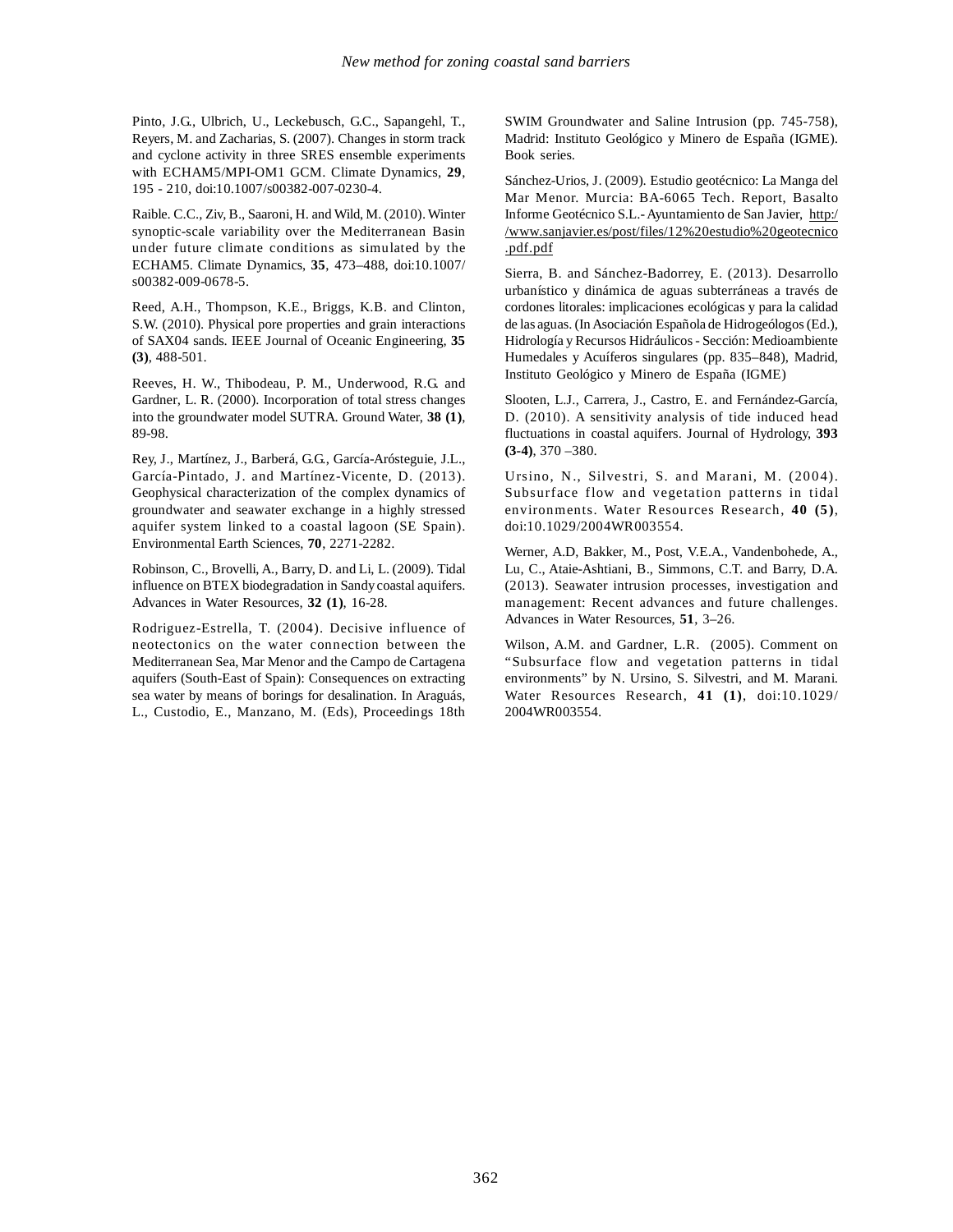Pinto, J.G., Ulbrich, U., Leckebusch, G.C., Sapangehl, T., Reyers, M. and Zacharias, S. (2007). Changes in storm track and cyclone activity in three SRES ensemble experiments with ECHAM5/MPI-OM1 GCM. Climate Dynamics, **29**, 195 - 210, doi:10.1007/s00382-007-0230-4.

Raible. C.C., Ziv, B., Saaroni, H. and Wild, M. (2010). Winter synoptic-scale variability over the Mediterranean Basin under future climate conditions as simulated by the ECHAM5. Climate Dynamics, **35**, 473–488, doi:10.1007/s00382-009-0678-5.

Reed, A.H., Thompson, K.E., Briggs, K.B. and Clinton, S.W. (2010). Physical pore properties and grain interactions of SAX04 sands. IEEE Journal of Oceanic Engineering, **35 (3)**, 488-501.

Reeves, H. W., Thibodeau, P. M., Underwood, R.G. and Gardner, L. R. (2000). Incorporation of total stress changes into the groundwater model SUTRA. Ground Water, **38 (1)**, 89-98.

Rey, J., Martínez, J., Barberá, G.G., García-Arósteguie, J.L., García-Pintado, J. and Martínez-Vicente, D. (2013). Geophysical characterization of the complex dynamics of groundwater and seawater exchange in a highly stressed aquifer system linked to a coastal lagoon (SE Spain). Environmental Earth Sciences, **70**, 2271-2282.

Robinson, C., Brovelli, A., Barry, D. and Li, L. (2009). Tidal influence on BTEX biodegradation in Sandy coastal aquifers. Advances in Water Resources, **32 (1)**, 16-28.

Rodriguez-Estrella, T. (2004). Decisive influence of neotectonics on the water connection between the Mediterranean Sea, Mar Menor and the Campo de Cartagena aquifers (South-East of Spain): Consequences on extracting sea water by means of borings for desalination. In Araguás, L., Custodio, E., Manzano, M. (Eds), Proceedings 18th SWIM Groundwater and Saline Intrusion (pp. 745-758), Madrid: Instituto Geológico y Minero de España (IGME). Book series.

Sánchez-Urios, J. (2009). Estudio geotécnico: La Manga del Mar Menor. Murcia: BA-6065 Tech. Report, Basalto Informe Geotécnico S.L.- Ayuntamiento de San Javier, http://www.sanjavier.es/post/files/12%20estudio%20geotecnico.pdf.pdf

Sierra, B. and Sánchez-Badorrey, E. (2013). Desarrollo urbanístico y dinámica de aguas subterráneas a través de cordones litorales: implicaciones ecológicas y para la calidad de las aguas. (In Asociación Española de Hidrogeólogos (Ed.), Hidrología y Recursos Hidráulicos - Sección: Medioambiente Humedales y Acuíferos singulares (pp. 835–848), Madrid, Instituto Geológico y Minero de España (IGME)

Slooten, L.J., Carrera, J., Castro, E. and Fernández-García, D. (2010). A sensitivity analysis of tide induced head fluctuations in coastal aquifers. Journal of Hydrology, **393 (3-4)**, 370 –380.

Ursino, N., Silvestri, S. and Marani, M. (2004). Subsurface flow and vegetation patterns in tidal environments. Water Resources Research, **40 (5)**, doi:10.1029/2004WR003554.

Werner, A.D, Bakker, M., Post, V.E.A., Vandenbohede, A., Lu, C., Ataie-Ashtiani, B., Simmons, C.T. and Barry, D.A. (2013). Seawater intrusion processes, investigation and management: Recent advances and future challenges. Advances in Water Resources, **51**, 3–26.

Wilson, A.M. and Gardner, L.R. (2005). Comment on "Subsurface flow and vegetation patterns in tidal environments" by N. Ursino, S. Silvestri, and M. Marani. Water Resources Research, **41 (1)**, doi:10.1029/2004WR003554.